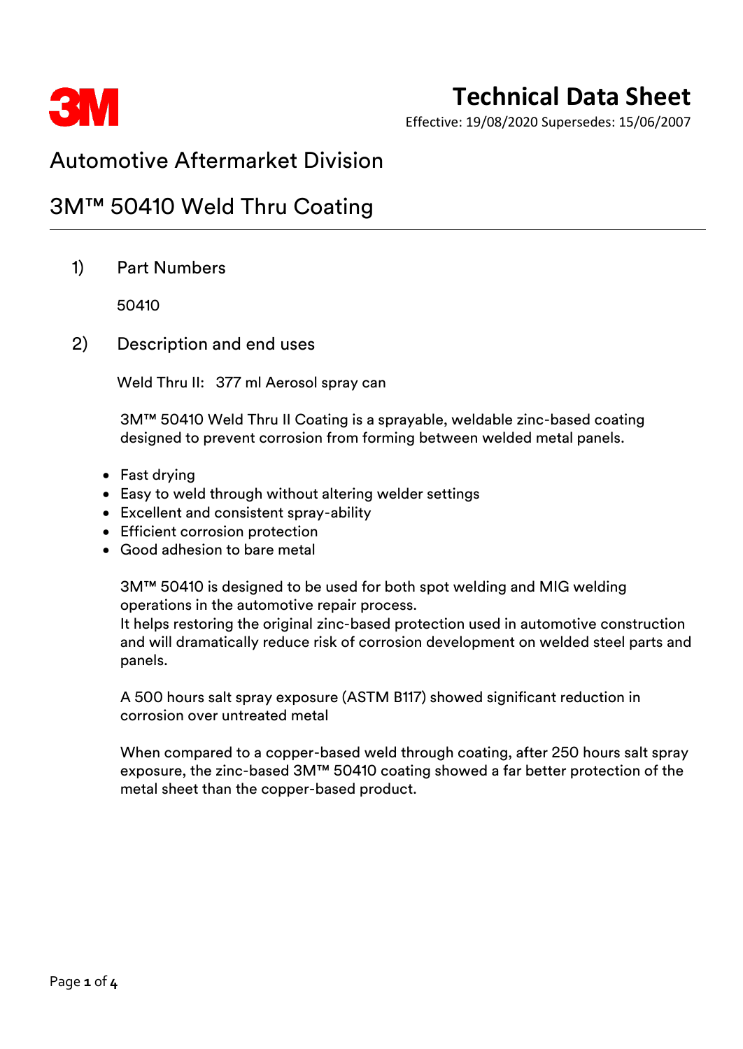# Technical Data Sheet

Effective: 19/08/2020 Supersedes: 15/06/2007

## Automotive Aftermarket Division

## 3M™ 50410 Weld Thru Coating

### 1) Part Numbers

50410

### 2) Description and end uses

Weld Thru II: 377 ml Aerosol spray can

3M™ 50410 Weld Thru II Coating is a sprayable, weldable zinc-based coating designed to prevent corrosion from forming between welded metal panels.

- Fast drying
- Easy to weld through without altering welder settings
- Excellent and consistent spray-ability
- Efficient corrosion protection
- Good adhesion to bare metal

3M™ 50410 is designed to be used for both spot welding and MIG welding operations in the automotive repair process.
It helps restoring the original zinc-based protection used in automotive construction and will dramatically reduce risk of corrosion development on welded steel parts and panels.

A 500 hours salt spray exposure (ASTM B117) showed significant reduction in corrosion over untreated metal

When compared to a copper-based weld through coating, after 250 hours salt spray exposure, the zinc-based 3M™ 50410 coating showed a far better protection of the metal sheet than the copper-based product.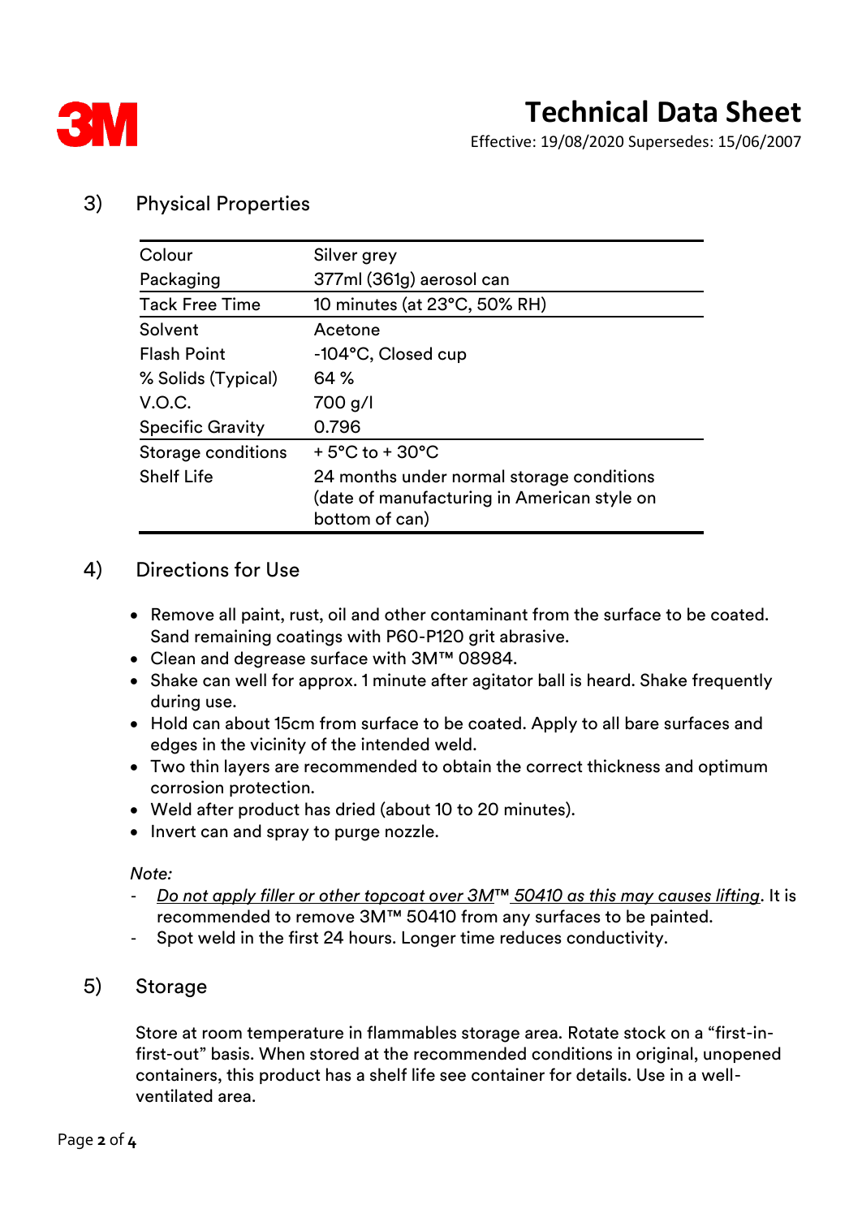## 3) Physical Properties

| | |
|---|---|
| Colour | Silver grey |
| Packaging | 377ml (361g) aerosol can |
| Tack Free Time | 10 minutes (at 23°C, 50% RH) |
| Solvent | Acetone |
| Flash Point | -104°C, Closed cup |
| % Solids (Typical) | 64 % |
| V.O.C. | 700 g/l |
| Specific Gravity | 0.796 |
| Storage conditions | + 5°C to + 30°C |
| Shelf Life | 24 months under normal storage conditions (date of manufacturing in American style on bottom of can) |

## 4) Directions for Use

- Remove all paint, rust, oil and other contaminant from the surface to be coated. Sand remaining coatings with P60-P120 grit abrasive.
- Clean and degrease surface with 3M™ 08984.
- Shake can well for approx. 1 minute after agitator ball is heard. Shake frequently during use.
- Hold can about 15cm from surface to be coated. Apply to all bare surfaces and edges in the vicinity of the intended weld.
- Two thin layers are recommended to obtain the correct thickness and optimum corrosion protection.
- Weld after product has dried (about 10 to 20 minutes).
- Invert can and spray to purge nozzle.

*Note:*

- *Do not apply filler or other topcoat over 3M™ 50410 as this may causes lifting*. It is recommended to remove 3M™ 50410 from any surfaces to be painted.
- Spot weld in the first 24 hours. Longer time reduces conductivity.

## 5) Storage

Store at room temperature in flammables storage area. Rotate stock on a "first-in-first-out" basis. When stored at the recommended conditions in original, unopened containers, this product has a shelf life see container for details. Use in a well-ventilated area.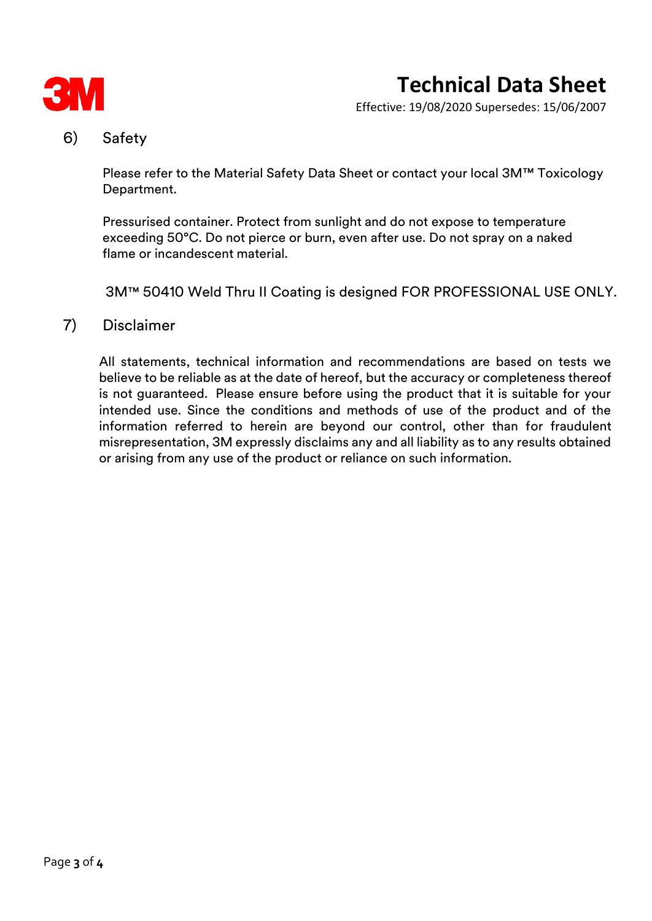## 6) Safety

Please refer to the Material Safety Data Sheet or contact your local 3M™ Toxicology Department.

Pressurised container. Protect from sunlight and do not expose to temperature exceeding 50°C. Do not pierce or burn, even after use. Do not spray on a naked flame or incandescent material.

3M™ 50410 Weld Thru II Coating is designed FOR PROFESSIONAL USE ONLY.

## 7) Disclaimer

All statements, technical information and recommendations are based on tests we believe to be reliable as at the date of hereof, but the accuracy or completeness thereof is not guaranteed. Please ensure before using the product that it is suitable for your intended use. Since the conditions and methods of use of the product and of the information referred to herein are beyond our control, other than for fraudulent misrepresentation, 3M expressly disclaims any and all liability as to any results obtained or arising from any use of the product or reliance on such information.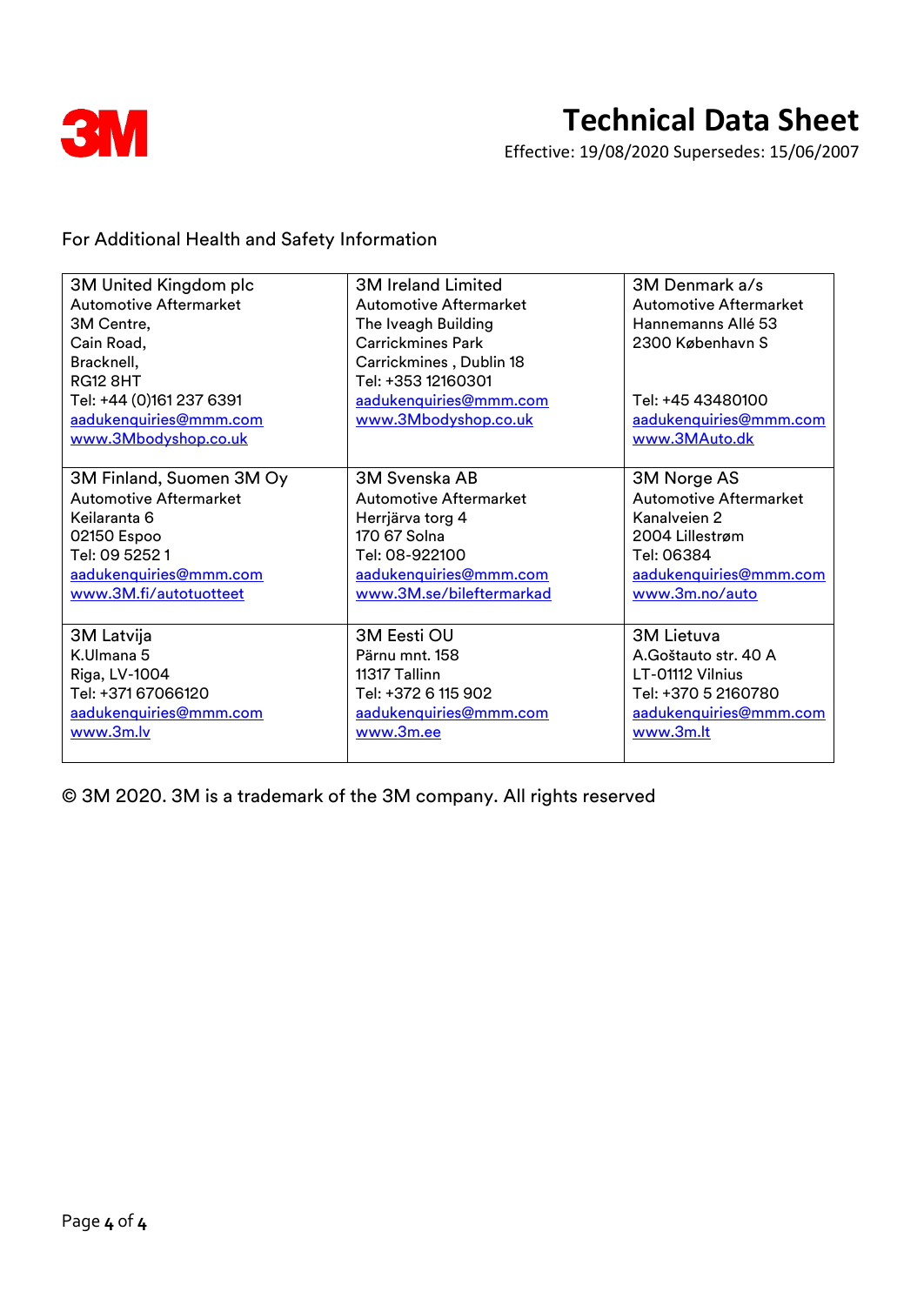# Technical Data Sheet

Effective: 19/08/2020 Supersedes: 15/06/2007

For Additional Health and Safety Information

| | | |
|---|---|---|
| 3M United Kingdom plc<br>Automotive Aftermarket<br>3M Centre,<br>Cain Road,<br>Bracknell,<br>RG12 8HT<br>Tel: +44 (0)161 237 6391<br>aadukenquiries@mmm.com<br>www.3Mbodyshop.co.uk | 3M Ireland Limited<br>Automotive Aftermarket<br>The Iveagh Building<br>Carrickmines Park<br>Carrickmines , Dublin 18<br>Tel: +353 12160301<br>aadukenquiries@mmm.com<br>www.3Mbodyshop.co.uk | 3M Denmark a/s<br>Automotive Aftermarket<br>Hannemanns Allé 53<br>2300 København S<br><br>Tel: +45 43480100<br>aadukenquiries@mmm.com<br>www.3MAuto.dk |
| 3M Finland, Suomen 3M Oy<br>Automotive Aftermarket<br>Keilaranta 6<br>02150 Espoo<br>Tel: 09 5252 1<br>aadukenquiries@mmm.com<br>www.3M.fi/autotuotteet | 3M Svenska AB<br>Automotive Aftermarket<br>Herrjärva torg 4<br>170 67 Solna<br>Tel: 08-922100<br>aadukenquiries@mmm.com<br>www.3M.se/bileftermarkad | 3M Norge AS<br>Automotive Aftermarket<br>Kanalveien 2<br>2004 Lillestrøm<br>Tel: 06384<br>aadukenquiries@mmm.com<br>www.3m.no/auto |
| 3M Latvija<br>K.Ulmana 5<br>Riga, LV-1004<br>Tel: +371 67066120<br>aadukenquiries@mmm.com<br>www.3m.lv | 3M Eesti OU<br>Pärnu mnt. 158<br>11317 Tallinn<br>Tel: +372 6 115 902<br>aadukenquiries@mmm.com<br>www.3m.ee | 3M Lietuva<br>A.Goštauto str. 40 A<br>LT-01112 Vilnius<br>Tel: +370 5 2160780<br>aadukenquiries@mmm.com<br>www.3m.lt |

© 3M 2020. 3M is a trademark of the 3M company. All rights reserved